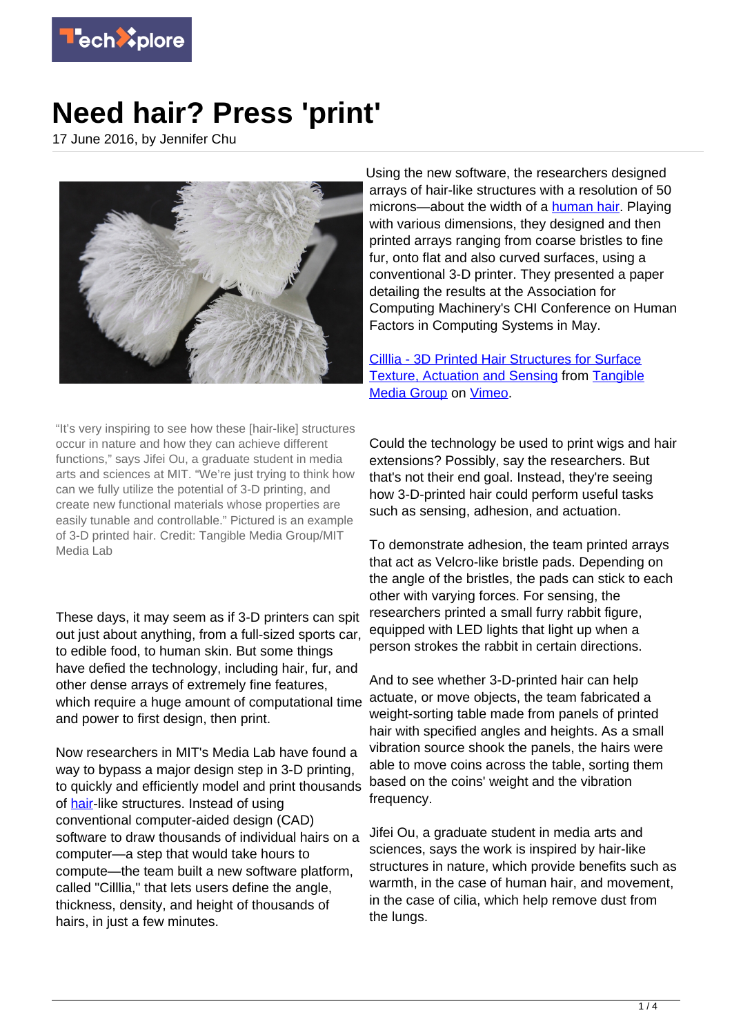# Need hair? Press 'print'

17 June 2016, by Jennifer Chu

"It's very inspiring to see how these [hair-like] structures occur in nature and how they can achieve different functions," says Jifei Ou, a graduate student in media arts and sciences at MIT. "We're just trying to think how can we fully utilize the potential of 3-D printing, and create new functional materials whose properties are easily tunable and controllable." Pictured is an example of 3-D printed hair. Credit: Tangible Media Group/MIT Media Lab

These days, it may seem as if 3-D printers can spit out just about anything, from a full-sized sports car, to edible food, to human skin. But some things have defied the technology, including hair, fur, and other dense arrays of extremely fine features, which require a huge amount of computational time and power to first design, then print.

Now researchers in MIT's Media Lab have found a way to bypass a major design step in 3-D printing, to quickly and efficiently model and print thousands of hair-like structures. Instead of using conventional computer-aided design (CAD) software to draw thousands of individual hairs on a computer—a step that would take hours to compute—the team built a new software platform, called "Cilllia," that lets users define the angle, thickness, density, and height of thousands of hairs, in just a few minutes.

Using the new software, the researchers designed arrays of hair-like structures with a resolution of 50 microns—about the width of a human hair. Playing with various dimensions, they designed and then printed arrays ranging from coarse bristles to fine fur, onto flat and also curved surfaces, using a conventional 3-D printer. They presented a paper detailing the results at the Association for Computing Machinery's CHI Conference on Human Factors in Computing Systems in May.

Cillia - 3D Printed Hair Structures for Surface Texture, Actuation and Sensing from Tangible Media Group on Vimeo.

Could the technology be used to print wigs and hair extensions? Possibly, say the researchers. But that's not their end goal. Instead, they're seeing how 3-D-printed hair could perform useful tasks such as sensing, adhesion, and actuation.

To demonstrate adhesion, the team printed arrays that act as Velcro-like bristle pads. Depending on the angle of the bristles, the pads can stick to each other with varying forces. For sensing, the researchers printed a small furry rabbit figure, equipped with LED lights that light up when a person strokes the rabbit in certain directions.

And to see whether 3-D-printed hair can help actuate, or move objects, the team fabricated a weight-sorting table made from panels of printed hair with specified angles and heights. As a small vibration source shook the panels, the hairs were able to move coins across the table, sorting them based on the coins' weight and the vibration frequency.

Jifei Ou, a graduate student in media arts and sciences, says the work is inspired by hair-like structures in nature, which provide benefits such as warmth, in the case of human hair, and movement, in the case of cilia, which help remove dust from the lungs.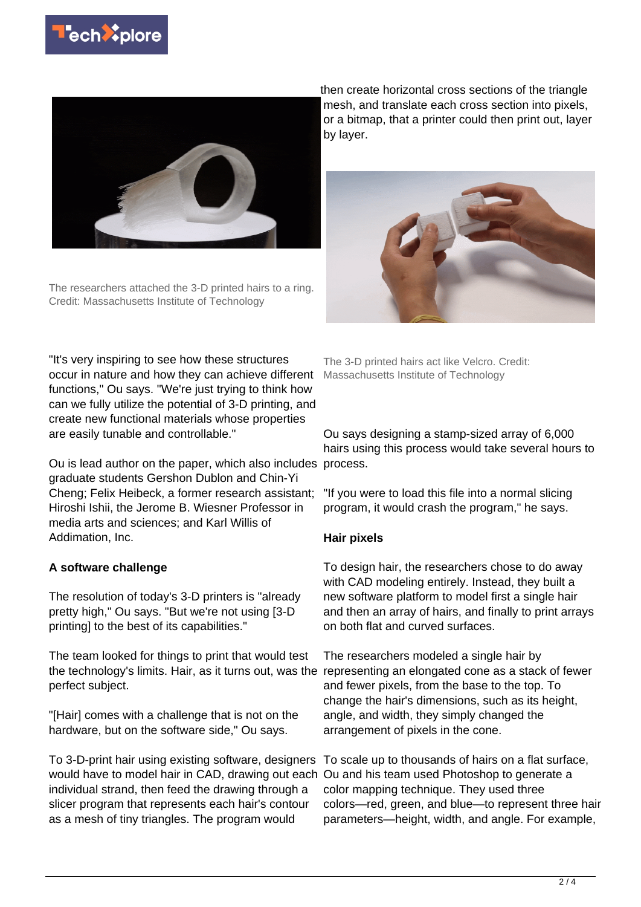The researchers attached the 3-D printed hairs to a ring. Credit: Massachusetts Institute of Technology

"It's very inspiring to see how these structures occur in nature and how they can achieve different functions," Ou says. "We're just trying to think how can we fully utilize the potential of 3-D printing, and create new functional materials whose properties are easily tunable and controllable."

Ou is lead author on the paper, which also includes graduate students Gershon Dublon and Chin-Yi Cheng; Felix Heibeck, a former research assistant; Hiroshi Ishii, the Jerome B. Wiesner Professor in media arts and sciences; and Karl Willis of Addimation, Inc.

**A software challenge**

The resolution of today's 3-D printers is "already pretty high," Ou says. "But we're not using [3-D printing] to the best of its capabilities."

The team looked for things to print that would test the technology's limits. Hair, as it turns out, was the perfect subject.

"[Hair] comes with a challenge that is not on the hardware, but on the software side," Ou says.

To 3-D-print hair using existing software, designers would have to model hair in CAD, drawing out each individual strand, then feed the drawing through a slicer program that represents each hair's contour as a mesh of tiny triangles. The program would then create horizontal cross sections of the triangle mesh, and translate each cross section into pixels, or a bitmap, that a printer could then print out, layer by layer.

The 3-D printed hairs act like Velcro. Credit: Massachusetts Institute of Technology

Ou says designing a stamp-sized array of 6,000 hairs using this process would take several hours to process.

"If you were to load this file into a normal slicing program, it would crash the program," he says.

**Hair pixels**

To design hair, the researchers chose to do away with CAD modeling entirely. Instead, they built a new software platform to model first a single hair and then an array of hairs, and finally to print arrays on both flat and curved surfaces.

The researchers modeled a single hair by representing an elongated cone as a stack of fewer and fewer pixels, from the base to the top. To change the hair's dimensions, such as its height, angle, and width, they simply changed the arrangement of pixels in the cone.

To scale up to thousands of hairs on a flat surface, Ou and his team used Photoshop to generate a color mapping technique. They used three colors—red, green, and blue—to represent three hair parameters—height, width, and angle. For example,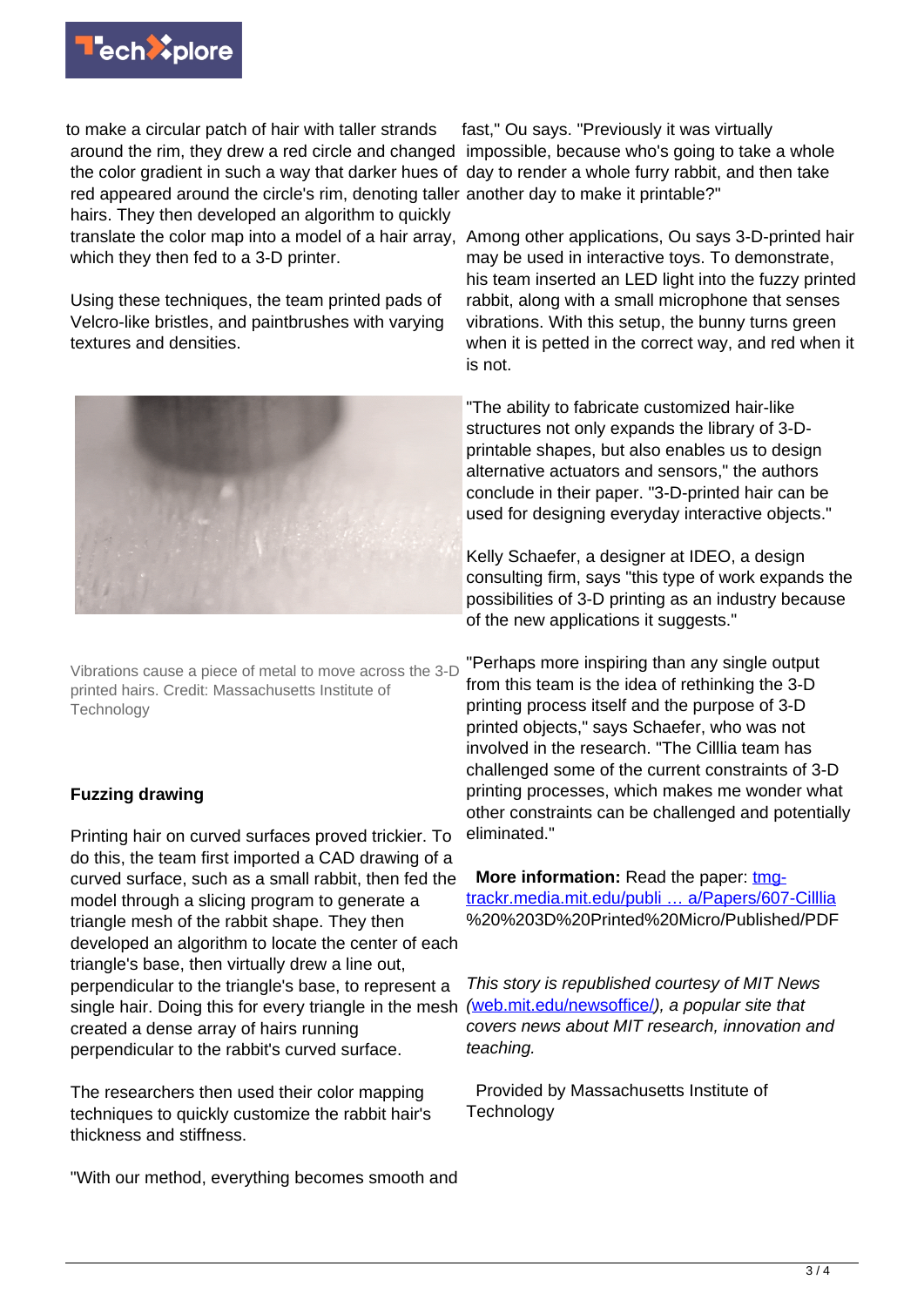to make a circular patch of hair with taller strands around the rim, they drew a red circle and changed the color gradient in such a way that darker hues of red appeared around the circle's rim, denoting taller hairs. They then developed an algorithm to quickly translate the color map into a model of a hair array, which they fed to a 3-D printer.

Using these techniques, the team printed pads of Velcro-like bristles, and paintbrushes with varying textures and densities.

Vibrations cause a piece of metal to move across the 3-D printed hairs. Credit: Massachusetts Institute of Technology

**Fuzzing drawing**

Printing hair on curved surfaces proved trickier. To do this, the team first imported a CAD drawing of a curved surface, such as a small rabbit, then fed the model through a slicing program to generate a triangle mesh of the rabbit shape. They then developed an algorithm to locate the center of each triangle's base, then virtually drew a line out, perpendicular to the triangle's base, to represent a single hair. Doing this for every triangle in the mesh created a dense array of hairs running perpendicular to the rabbit's curved surface.

The researchers then used their color mapping techniques to quickly customize the rabbit hair's thickness and stiffness.

"With our method, everything becomes smooth and fast," Ou says. "Previously it was virtually impossible, because who's going to take a whole day to render a whole furry rabbit, and then take another day to make it printable?"

Among other applications, Ou says 3-D-printed hair may be used in interactive toys. To demonstrate, his team inserted an LED light into the fuzzy printed rabbit, along with a small microphone that senses vibrations. With this setup, the bunny turns green when it is petted in the correct way, and red when it is not.

"The ability to fabricate customized hair-like structures not only expands the library of 3-D-printable shapes, but also enables us to design alternative actuators and sensors," the authors conclude in their paper. "3-D-printed hair can be used for designing everyday interactive objects."

Kelly Schaefer, a designer at IDEO, a design consulting firm, says "this type of work expands the possibilities of 3-D printing as an industry because of the new applications it suggests."

"Perhaps more inspiring than any single output from this team is the idea of rethinking the 3-D printing process itself and the purpose of 3-D printed objects," says Schaefer, who was not involved in the research. "The Cilllia team has challenged some of the current constraints of 3-D printing processes, which makes me wonder what other constraints can be challenged and potentially eliminated."

**More information:** Read the paper: [tmg-trackr.media.mit.edu/publi … a/Papers/607-Cilllia](tmg-trackr.media.mit.edu/publi … a/Papers/607-Cilllia) %20%203D%20Printed%20Micro/Published/PDF

*This story is republished courtesy of MIT News ([web.mit.edu/newsoffice/](web.mit.edu/newsoffice/)), a popular site that covers news about MIT research, innovation and teaching.*

Provided by Massachusetts Institute of Technology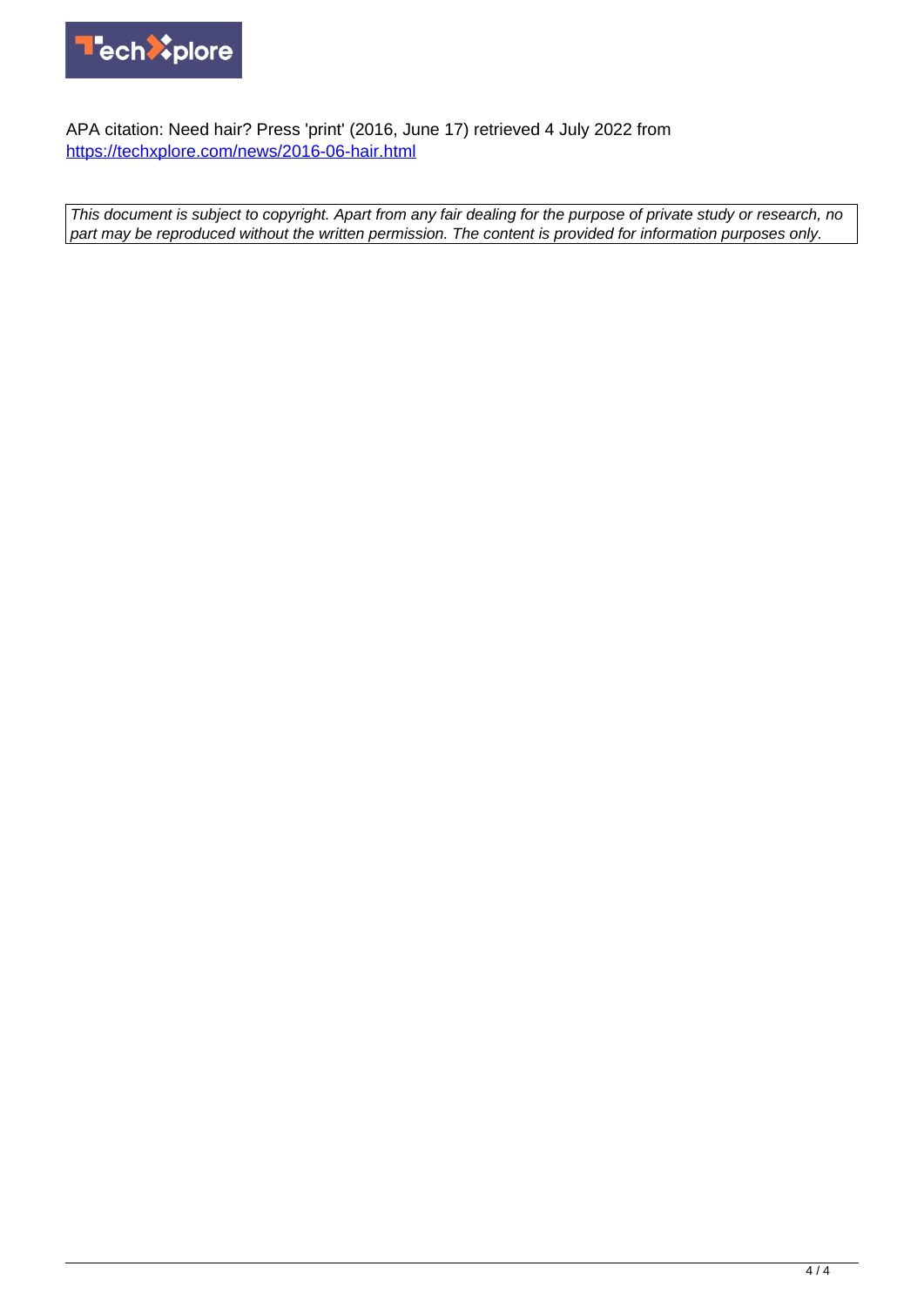APA citation: Need hair? Press 'print' (2016, June 17) retrieved 4 July 2022 from https://techxplore.com/news/2016-06-hair.html

*This document is subject to copyright. Apart from any fair dealing for the purpose of private study or research, no part may be reproduced without the written permission. The content is provided for information purposes only.*